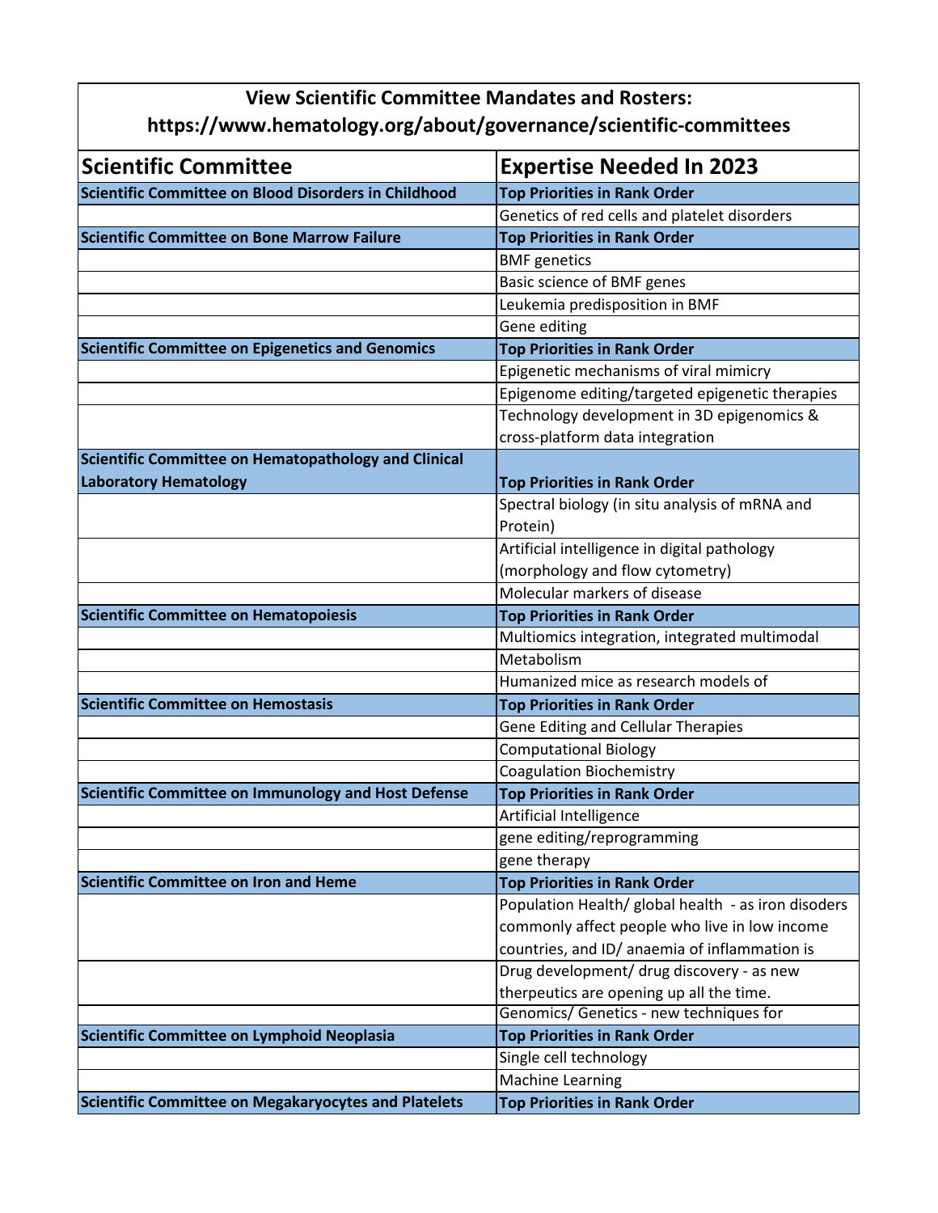**View Scientific Committee Mandates and Rosters:**
**https://www.hematology.org/about/governance/scientific-committees**

| Scientific Committee | Expertise Needed In 2023 |
|---|---|
| **Scientific Committee on Blood Disorders in Childhood** | **Top Priorities in Rank Order** |
| | Genetics of red cells and platelet disorders |
| **Scientific Committee on Bone Marrow Failure** | **Top Priorities in Rank Order** |
| | BMF genetics |
| | Basic science of BMF genes |
| | Leukemia predisposition in BMF |
| | Gene editing |
| **Scientific Committee on Epigenetics and Genomics** | **Top Priorities in Rank Order** |
| | Epigenetic mechanisms of viral mimicry |
| | Epigenome editing/targeted epigenetic therapies |
| | Technology development in 3D epigenomics & cross-platform data integration |
| **Scientific Committee on Hematopathology and Clinical Laboratory Hematology** | **Top Priorities in Rank Order** |
| | Spectral biology (in situ analysis of mRNA and Protein) |
| | Artificial intelligence in digital pathology (morphology and flow cytometry) |
| | Molecular markers of disease |
| **Scientific Committee on Hematopoiesis** | **Top Priorities in Rank Order** |
| | Multiomics integration, integrated multimodal |
| | Metabolism |
| | Humanized mice as research models of |
| **Scientific Committee on Hemostasis** | **Top Priorities in Rank Order** |
| | Gene Editing and Cellular Therapies |
| | Computational Biology |
| | Coagulation Biochemistry |
| **Scientific Committee on Immunology and Host Defense** | **Top Priorities in Rank Order** |
| | Artificial Intelligence |
| | gene editing/reprogramming |
| | gene therapy |
| **Scientific Committee on Iron and Heme** | **Top Priorities in Rank Order** |
| | Population Health/ global health - as iron disoders commonly affect people who live in low income countries, and ID/ anaemia of inflammation is |
| | Drug development/ drug discovery - as new therpeutics are opening up all the time. |
| | Genomics/ Genetics - new techniques for |
| **Scientific Committee on Lymphoid Neoplasia** | **Top Priorities in Rank Order** |
| | Single cell technology |
| | Machine Learning |
| **Scientific Committee on Megakaryocytes and Platelets** | **Top Priorities in Rank Order** |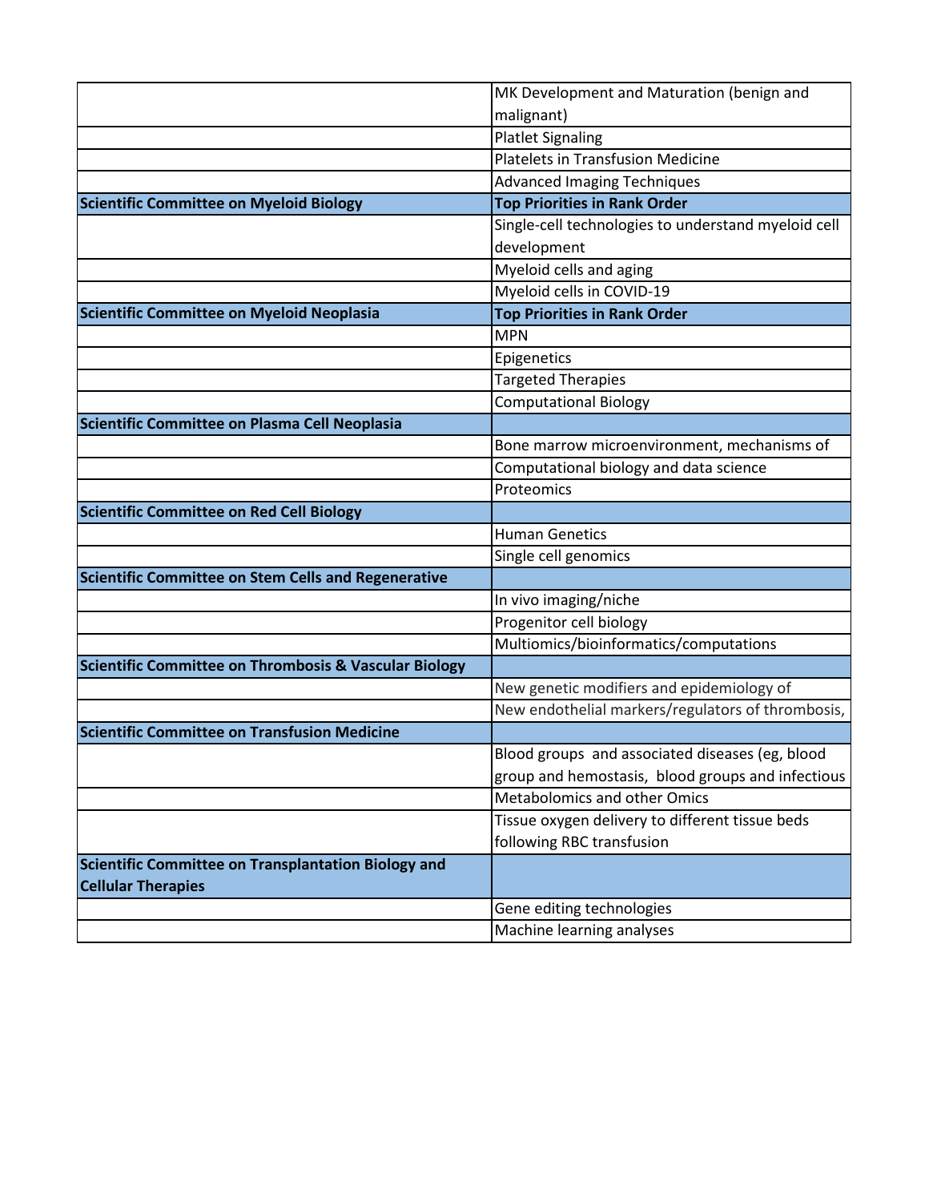| | |
|---|---|
| | MK Development and Maturation (benign and malignant) |
| | Platlet Signaling |
| | Platelets in Transfusion Medicine |
| | Advanced Imaging Techniques |
| **Scientific Committee on Myeloid Biology** | **Top Priorities in Rank Order** |
| | Single-cell technologies to understand myeloid cell development |
| | Myeloid cells and aging |
| | Myeloid cells in COVID-19 |
| **Scientific Committee on Myeloid Neoplasia** | **Top Priorities in Rank Order** |
| | MPN |
| | Epigenetics |
| | Targeted Therapies |
| | Computational Biology |
| **Scientific Committee on Plasma Cell Neoplasia** | |
| | Bone marrow microenvironment, mechanisms of |
| | Computational biology and data science |
| | Proteomics |
| **Scientific Committee on Red Cell Biology** | |
| | Human Genetics |
| | Single cell genomics |
| **Scientific Committee on Stem Cells and Regenerative** | |
| | In vivo imaging/niche |
| | Progenitor cell biology |
| | Multiomics/bioinformatics/computations |
| **Scientific Committee on Thrombosis & Vascular Biology** | |
| | New genetic modifiers and epidemiology of |
| | New endothelial markers/regulators of thrombosis, |
| **Scientific Committee on Transfusion Medicine** | |
| | Blood groups and associated diseases (eg, blood group and hemostasis, blood groups and infectious |
| | Metabolomics and other Omics |
| | Tissue oxygen delivery to different tissue beds following RBC transfusion |
| **Scientific Committee on Transplantation Biology and Cellular Therapies** | |
| | Gene editing technologies |
| | Machine learning analyses |